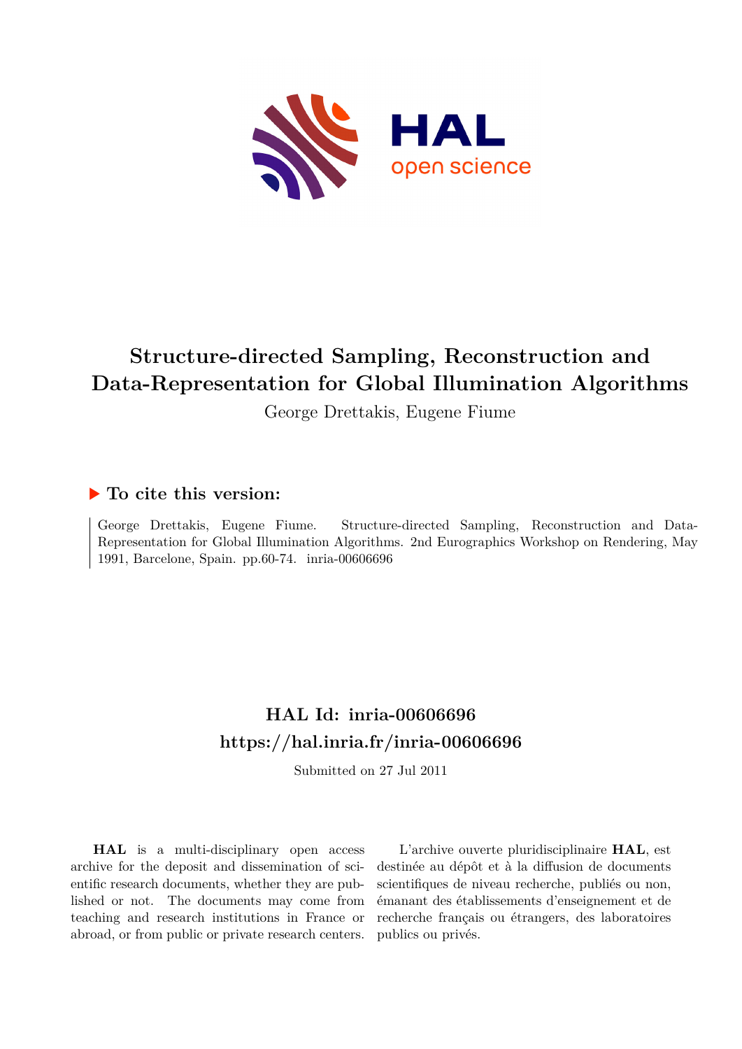# Structure-directed Sampling, Reconstruction and Data-Representation for Global Illumination Algorithms

George Drettakis, Eugene Fiume

## ▶ To cite this version:

George Drettakis, Eugene Fiume. Structure-directed Sampling, Reconstruction and Data-Representation for Global Illumination Algorithms. 2nd Eurographics Workshop on Rendering, May 1991, Barcelone, Spain. pp.60-74. inria-00606696

## HAL Id: inria-00606696
## https://hal.inria.fr/inria-00606696

Submitted on 27 Jul 2011

**HAL** is a multi-disciplinary open access archive for the deposit and dissemination of scientific research documents, whether they are published or not. The documents may come from teaching and research institutions in France or abroad, or from public or private research centers.

L'archive ouverte pluridisciplinaire **HAL**, est destinée au dépôt et à la diffusion de documents scientifiques de niveau recherche, publiés ou non, émanant des établissements d'enseignement et de recherche français ou étrangers, des laboratoires publics ou privés.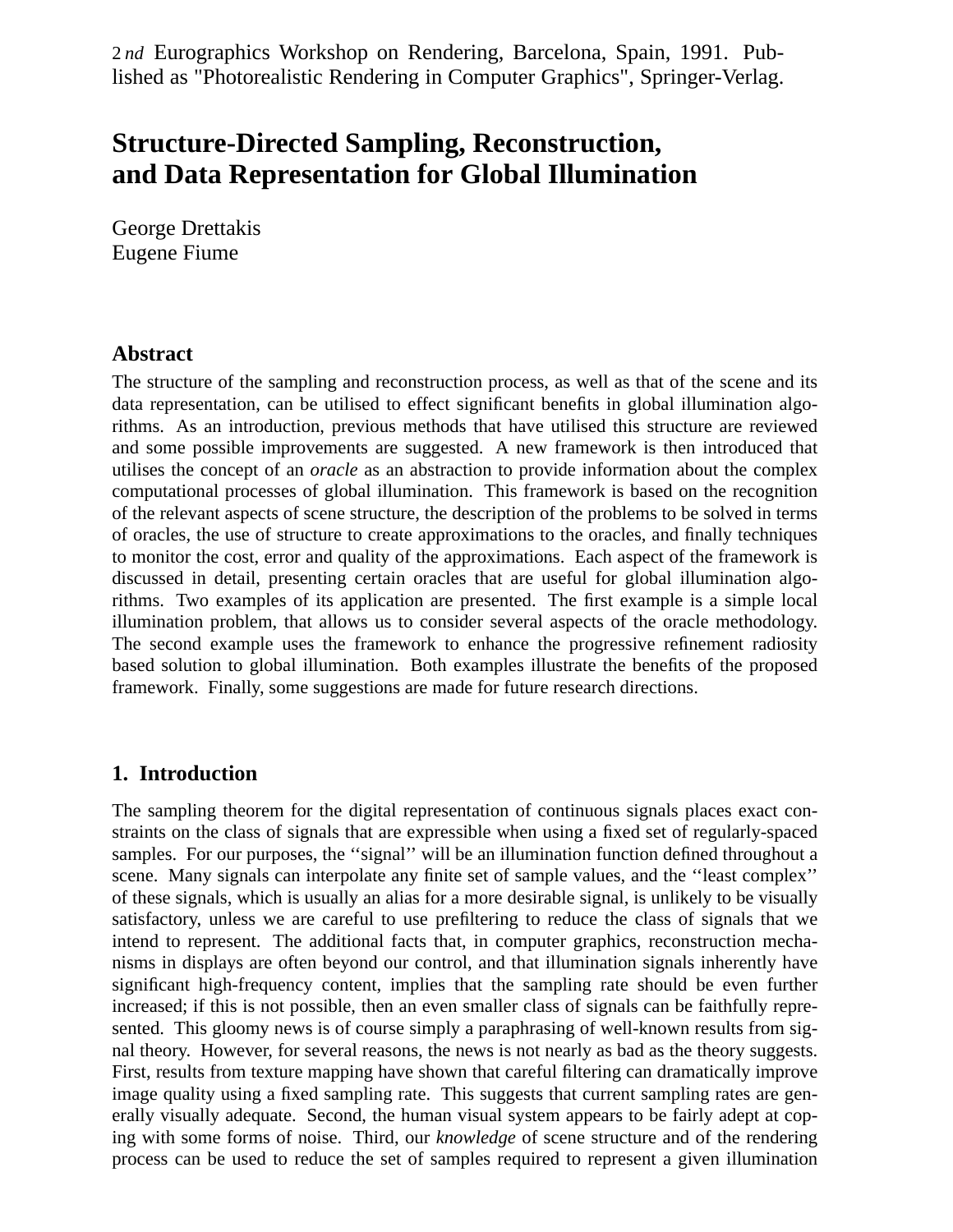2 *nd* Eurographics Workshop on Rendering, Barcelona, Spain, 1991. Published as "Photorealistic Rendering in Computer Graphics", Springer-Verlag.

# Structure-Directed Sampling, Reconstruction, and Data Representation for Global Illumination

George Drettakis
Eugene Fiume

## Abstract

The structure of the sampling and reconstruction process, as well as that of the scene and its data representation, can be utilised to effect significant benefits in global illumination algorithms. As an introduction, previous methods that have utilised this structure are reviewed and some possible improvements are suggested. A new framework is then introduced that utilises the concept of an *oracle* as an abstraction to provide information about the complex computational processes of global illumination. This framework is based on the recognition of the relevant aspects of scene structure, the description of the problems to be solved in terms of oracles, the use of structure to create approximations to the oracles, and finally techniques to monitor the cost, error and quality of the approximations. Each aspect of the framework is discussed in detail, presenting certain oracles that are useful for global illumination algorithms. Two examples of its application are presented. The first example is a simple local illumination problem, that allows us to consider several aspects of the oracle methodology. The second example uses the framework to enhance the progressive refinement radiosity based solution to global illumination. Both examples illustrate the benefits of the proposed framework. Finally, some suggestions are made for future research directions.

## 1. Introduction

The sampling theorem for the digital representation of continuous signals places exact constraints on the class of signals that are expressible when using a fixed set of regularly-spaced samples. For our purposes, the ''signal'' will be an illumination function defined throughout a scene. Many signals can interpolate any finite set of sample values, and the ''least complex'' of these signals, which is usually an alias for a more desirable signal, is unlikely to be visually satisfactory, unless we are careful to use prefiltering to reduce the class of signals that we intend to represent. The additional facts that, in computer graphics, reconstruction mechanisms in displays are often beyond our control, and that illumination signals inherently have significant high-frequency content, implies that the sampling rate should be even further increased; if this is not possible, then an even smaller class of signals can be faithfully represented. This gloomy news is of course simply a paraphrasing of well-known results from signal theory. However, for several reasons, the news is not nearly as bad as the theory suggests. First, results from texture mapping have shown that careful filtering can dramatically improve image quality using a fixed sampling rate. This suggests that current sampling rates are generally visually adequate. Second, the human visual system appears to be fairly adept at coping with some forms of noise. Third, our *knowledge* of scene structure and of the rendering process can be used to reduce the set of samples required to represent a given illumination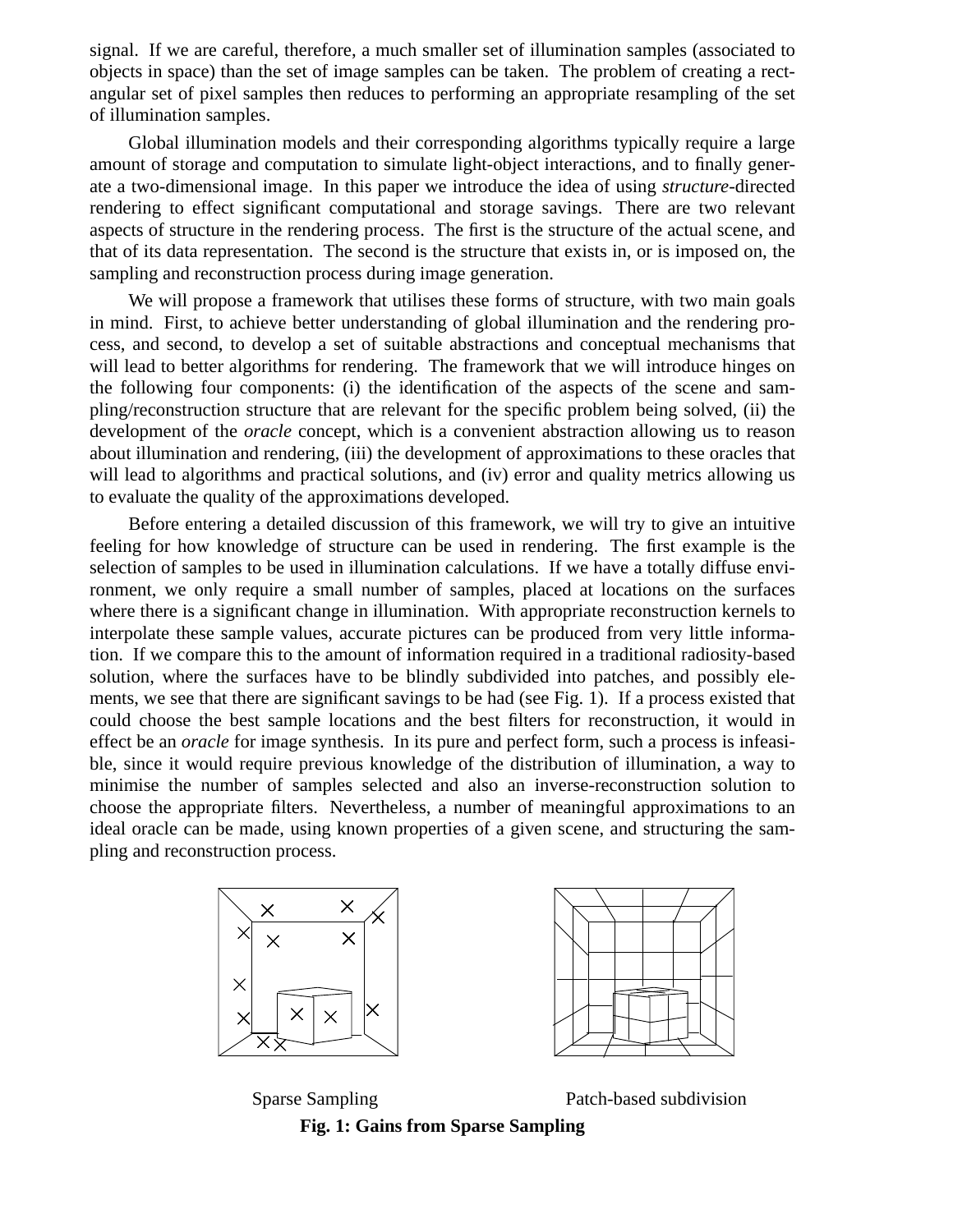signal. If we are careful, therefore, a much smaller set of illumination samples (associated to objects in space) than the set of image samples can be taken. The problem of creating a rectangular set of pixel samples then reduces to performing an appropriate resampling of the set of illumination samples.

Global illumination models and their corresponding algorithms typically require a large amount of storage and computation to simulate light-object interactions, and to finally generate a two-dimensional image. In this paper we introduce the idea of using *structure*-directed rendering to effect significant computational and storage savings. There are two relevant aspects of structure in the rendering process. The first is the structure of the actual scene, and that of its data representation. The second is the structure that exists in, or is imposed on, the sampling and reconstruction process during image generation.

We will propose a framework that utilises these forms of structure, with two main goals in mind. First, to achieve better understanding of global illumination and the rendering process, and second, to develop a set of suitable abstractions and conceptual mechanisms that will lead to better algorithms for rendering. The framework that we will introduce hinges on the following four components: (i) the identification of the aspects of the scene and sampling/reconstruction structure that are relevant for the specific problem being solved, (ii) the development of the *oracle* concept, which is a convenient abstraction allowing us to reason about illumination and rendering, (iii) the development of approximations to these oracles that will lead to algorithms and practical solutions, and (iv) error and quality metrics allowing us to evaluate the quality of the approximations developed.

Before entering a detailed discussion of this framework, we will try to give an intuitive feeling for how knowledge of structure can be used in rendering. The first example is the selection of samples to be used in illumination calculations. If we have a totally diffuse environment, we only require a small number of samples, placed at locations on the surfaces where there is a significant change in illumination. With appropriate reconstruction kernels to interpolate these sample values, accurate pictures can be produced from very little information. If we compare this to the amount of information required in a traditional radiosity-based solution, where the surfaces have to be blindly subdivided into patches, and possibly elements, we see that there are significant savings to be had (see Fig. 1). If a process existed that could choose the best sample locations and the best filters for reconstruction, it would in effect be an *oracle* for image synthesis. In its pure and perfect form, such a process is infeasible, since it would require previous knowledge of the distribution of illumination, a way to minimise the number of samples selected and also an inverse-reconstruction solution to choose the appropriate filters. Nevertheless, a number of meaningful approximations to an ideal oracle can be made, using known properties of a given scene, and structuring the sampling and reconstruction process.

Sparse Sampling　　　　Patch-based subdivision

**Fig. 1: Gains from Sparse Sampling**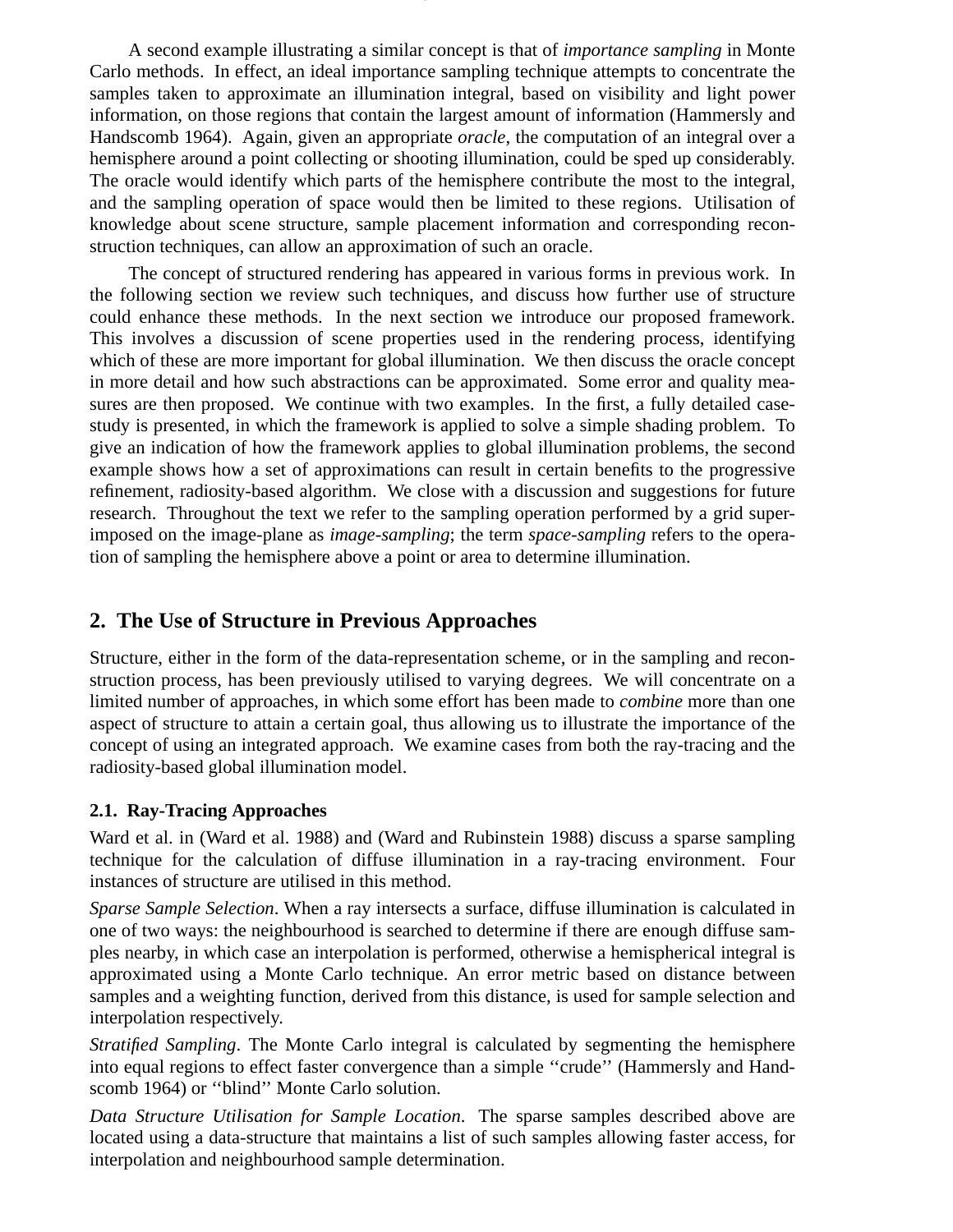A second example illustrating a similar concept is that of *importance sampling* in Monte Carlo methods. In effect, an ideal importance sampling technique attempts to concentrate the samples taken to approximate an illumination integral, based on visibility and light power information, on those regions that contain the largest amount of information (Hammersly and Handscomb 1964). Again, given an appropriate *oracle*, the computation of an integral over a hemisphere around a point collecting or shooting illumination, could be sped up considerably. The oracle would identify which parts of the hemisphere contribute the most to the integral, and the sampling operation of space would then be limited to these regions. Utilisation of knowledge about scene structure, sample placement information and corresponding reconstruction techniques, can allow an approximation of such an oracle.

The concept of structured rendering has appeared in various forms in previous work. In the following section we review such techniques, and discuss how further use of structure could enhance these methods. In the next section we introduce our proposed framework. This involves a discussion of scene properties used in the rendering process, identifying which of these are more important for global illumination. We then discuss the oracle concept in more detail and how such abstractions can be approximated. Some error and quality measures are then proposed. We continue with two examples. In the first, a fully detailed case-study is presented, in which the framework is applied to solve a simple shading problem. To give an indication of how the framework applies to global illumination problems, the second example shows how a set of approximations can result in certain benefits to the progressive refinement, radiosity-based algorithm. We close with a discussion and suggestions for future research. Throughout the text we refer to the sampling operation performed by a grid superimposed on the image-plane as *image-sampling*; the term *space-sampling* refers to the operation of sampling the hemisphere above a point or area to determine illumination.

## 2. The Use of Structure in Previous Approaches

Structure, either in the form of the data-representation scheme, or in the sampling and reconstruction process, has been previously utilised to varying degrees. We will concentrate on a limited number of approaches, in which some effort has been made to *combine* more than one aspect of structure to attain a certain goal, thus allowing us to illustrate the importance of the concept of using an integrated approach. We examine cases from both the ray-tracing and the radiosity-based global illumination model.

### 2.1. Ray-Tracing Approaches

Ward et al. in (Ward et al. 1988) and (Ward and Rubinstein 1988) discuss a sparse sampling technique for the calculation of diffuse illumination in a ray-tracing environment. Four instances of structure are utilised in this method.

*Sparse Sample Selection*. When a ray intersects a surface, diffuse illumination is calculated in one of two ways: the neighbourhood is searched to determine if there are enough diffuse samples nearby, in which case an interpolation is performed, otherwise a hemispherical integral is approximated using a Monte Carlo technique. An error metric based on distance between samples and a weighting function, derived from this distance, is used for sample selection and interpolation respectively.

*Stratified Sampling*. The Monte Carlo integral is calculated by segmenting the hemisphere into equal regions to effect faster convergence than a simple ''crude'' (Hammersly and Handscomb 1964) or ''blind'' Monte Carlo solution.

*Data Structure Utilisation for Sample Location*. The sparse samples described above are located using a data-structure that maintains a list of such samples allowing faster access, for interpolation and neighbourhood sample determination.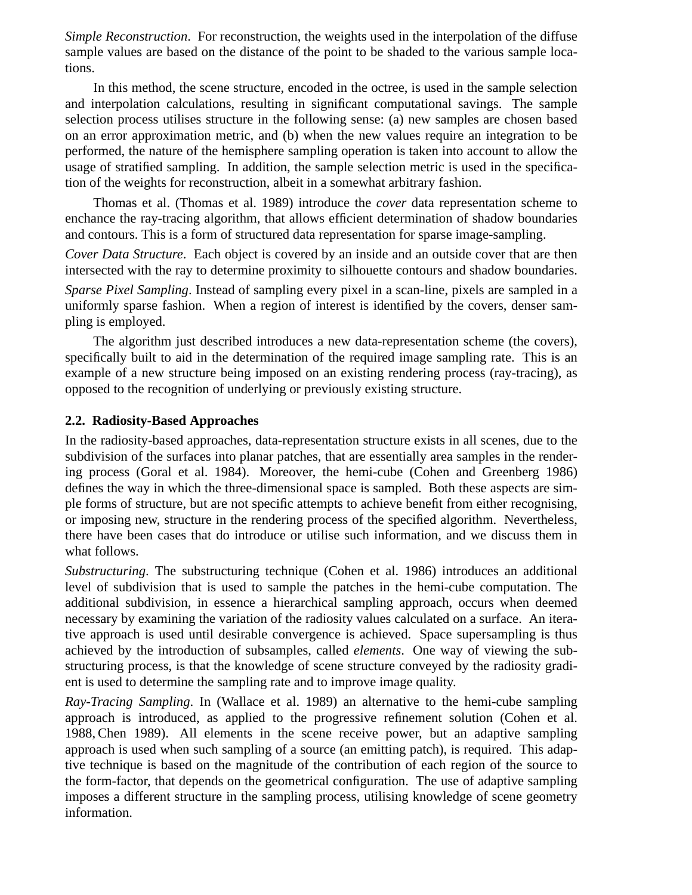*Simple Reconstruction*. For reconstruction, the weights used in the interpolation of the diffuse sample values are based on the distance of the point to be shaded to the various sample locations.

In this method, the scene structure, encoded in the octree, is used in the sample selection and interpolation calculations, resulting in significant computational savings. The sample selection process utilises structure in the following sense: (a) new samples are chosen based on an error approximation metric, and (b) when the new values require an integration to be performed, the nature of the hemisphere sampling operation is taken into account to allow the usage of stratified sampling. In addition, the sample selection metric is used in the specification of the weights for reconstruction, albeit in a somewhat arbitrary fashion.

Thomas et al. (Thomas et al. 1989) introduce the *cover* data representation scheme to enchance the ray-tracing algorithm, that allows efficient determination of shadow boundaries and contours. This is a form of structured data representation for sparse image-sampling.

*Cover Data Structure*. Each object is covered by an inside and an outside cover that are then intersected with the ray to determine proximity to silhouette contours and shadow boundaries.

*Sparse Pixel Sampling*. Instead of sampling every pixel in a scan-line, pixels are sampled in a uniformly sparse fashion. When a region of interest is identified by the covers, denser sampling is employed.

The algorithm just described introduces a new data-representation scheme (the covers), specifically built to aid in the determination of the required image sampling rate. This is an example of a new structure being imposed on an existing rendering process (ray-tracing), as opposed to the recognition of underlying or previously existing structure.

## 2.2. Radiosity-Based Approaches

In the radiosity-based approaches, data-representation structure exists in all scenes, due to the subdivision of the surfaces into planar patches, that are essentially area samples in the rendering process (Goral et al. 1984). Moreover, the hemi-cube (Cohen and Greenberg 1986) defines the way in which the three-dimensional space is sampled. Both these aspects are simple forms of structure, but are not specific attempts to achieve benefit from either recognising, or imposing new, structure in the rendering process of the specified algorithm. Nevertheless, there have been cases that do introduce or utilise such information, and we discuss them in what follows.

*Substructuring*. The substructuring technique (Cohen et al. 1986) introduces an additional level of subdivision that is used to sample the patches in the hemi-cube computation. The additional subdivision, in essence a hierarchical sampling approach, occurs when deemed necessary by examining the variation of the radiosity values calculated on a surface. An iterative approach is used until desirable convergence is achieved. Space supersampling is thus achieved by the introduction of subsamples, called *elements*. One way of viewing the substructuring process, is that the knowledge of scene structure conveyed by the radiosity gradient is used to determine the sampling rate and to improve image quality.

*Ray-Tracing Sampling*. In (Wallace et al. 1989) an alternative to the hemi-cube sampling approach is introduced, as applied to the progressive refinement solution (Cohen et al. 1988, Chen 1989). All elements in the scene receive power, but an adaptive sampling approach is used when such sampling of a source (an emitting patch), is required. This adaptive technique is based on the magnitude of the contribution of each region of the source to the form-factor, that depends on the geometrical configuration. The use of adaptive sampling imposes a different structure in the sampling process, utilising knowledge of scene geometry information.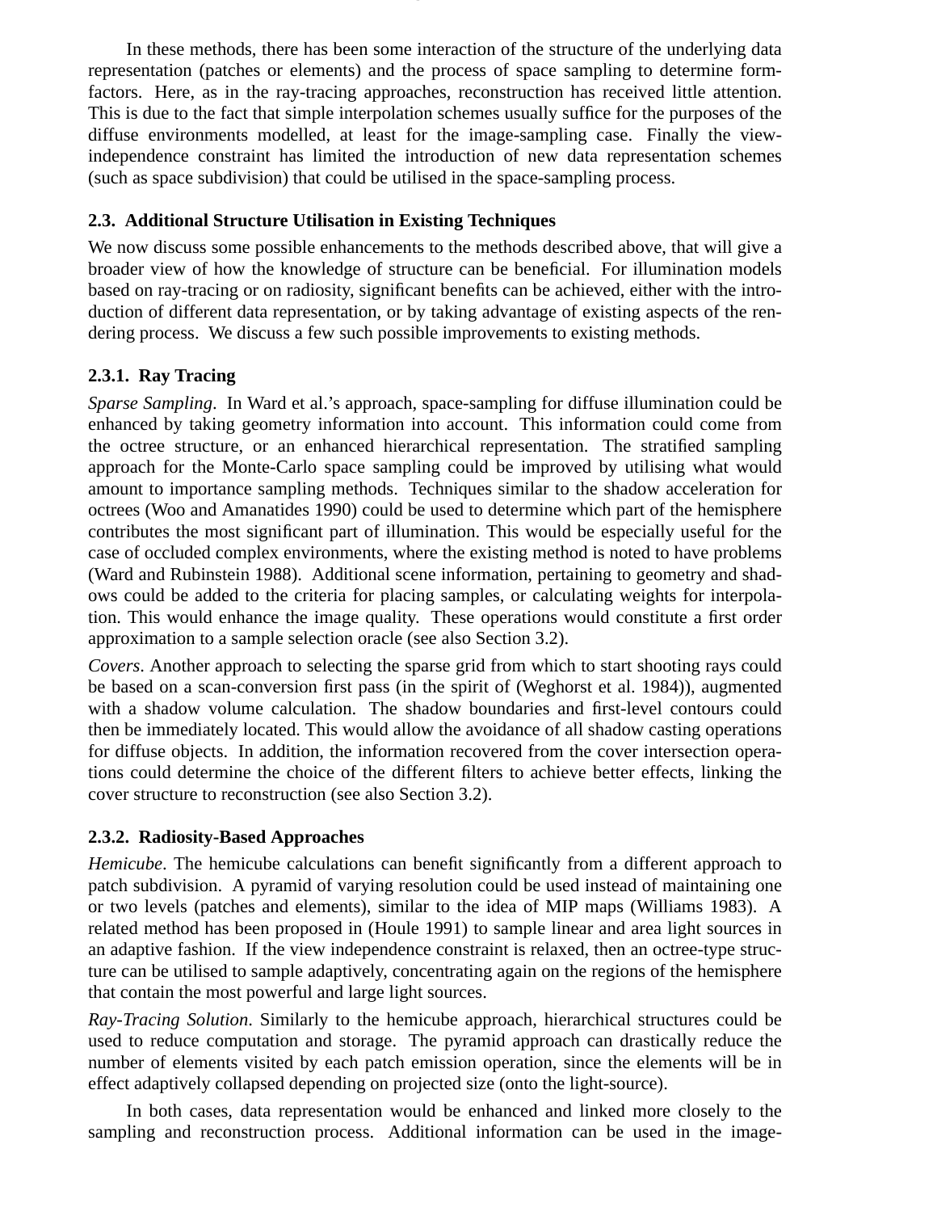In these methods, there has been some interaction of the structure of the underlying data representation (patches or elements) and the process of space sampling to determine form-factors. Here, as in the ray-tracing approaches, reconstruction has received little attention. This is due to the fact that simple interpolation schemes usually suffice for the purposes of the diffuse environments modelled, at least for the image-sampling case. Finally the view-independence constraint has limited the introduction of new data representation schemes (such as space subdivision) that could be utilised in the space-sampling process.

### 2.3. Additional Structure Utilisation in Existing Techniques

We now discuss some possible enhancements to the methods described above, that will give a broader view of how the knowledge of structure can be beneficial. For illumination models based on ray-tracing or on radiosity, significant benefits can be achieved, either with the introduction of different data representation, or by taking advantage of existing aspects of the rendering process. We discuss a few such possible improvements to existing methods.

#### 2.3.1. Ray Tracing

*Sparse Sampling*. In Ward et al.'s approach, space-sampling for diffuse illumination could be enhanced by taking geometry information into account. This information could come from the octree structure, or an enhanced hierarchical representation. The stratified sampling approach for the Monte-Carlo space sampling could be improved by utilising what would amount to importance sampling methods. Techniques similar to the shadow acceleration for octrees (Woo and Amanatides 1990) could be used to determine which part of the hemisphere contributes the most significant part of illumination. This would be especially useful for the case of occluded complex environments, where the existing method is noted to have problems (Ward and Rubinstein 1988). Additional scene information, pertaining to geometry and shadows could be added to the criteria for placing samples, or calculating weights for interpolation. This would enhance the image quality. These operations would constitute a first order approximation to a sample selection oracle (see also Section 3.2).

*Covers*. Another approach to selecting the sparse grid from which to start shooting rays could be based on a scan-conversion first pass (in the spirit of (Weghorst et al. 1984)), augmented with a shadow volume calculation. The shadow boundaries and first-level contours could then be immediately located. This would allow the avoidance of all shadow casting operations for diffuse objects. In addition, the information recovered from the cover intersection operations could determine the choice of the different filters to achieve better effects, linking the cover structure to reconstruction (see also Section 3.2).

#### 2.3.2. Radiosity-Based Approaches

*Hemicube*. The hemicube calculations can benefit significantly from a different approach to patch subdivision. A pyramid of varying resolution could be used instead of maintaining one or two levels (patches and elements), similar to the idea of MIP maps (Williams 1983). A related method has been proposed in (Houle 1991) to sample linear and area light sources in an adaptive fashion. If the view independence constraint is relaxed, then an octree-type structure can be utilised to sample adaptively, concentrating again on the regions of the hemisphere that contain the most powerful and large light sources.

*Ray-Tracing Solution*. Similarly to the hemicube approach, hierarchical structures could be used to reduce computation and storage. The pyramid approach can drastically reduce the number of elements visited by each patch emission operation, since the elements will be in effect adaptively collapsed depending on projected size (onto the light-source).

In both cases, data representation would be enhanced and linked more closely to the sampling and reconstruction process. Additional information can be used in the image-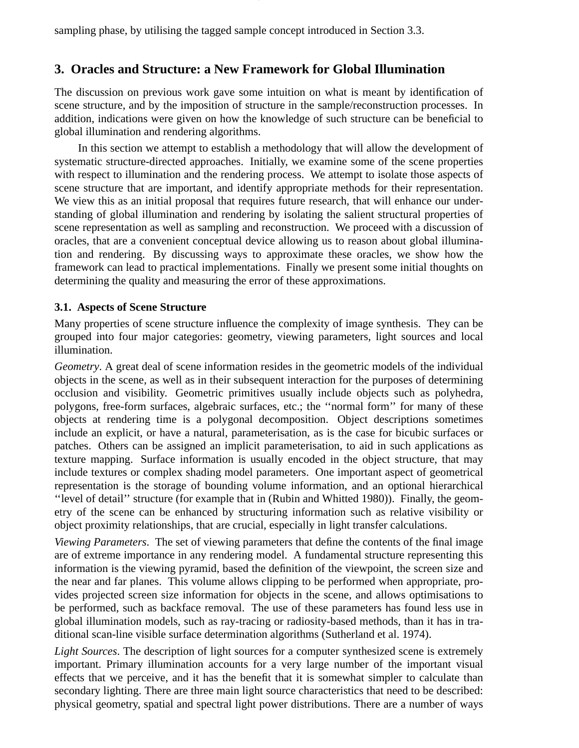sampling phase, by utilising the tagged sample concept introduced in Section 3.3.

## 3. Oracles and Structure: a New Framework for Global Illumination

The discussion on previous work gave some intuition on what is meant by identification of scene structure, and by the imposition of structure in the sample/reconstruction processes. In addition, indications were given on how the knowledge of such structure can be beneficial to global illumination and rendering algorithms.

In this section we attempt to establish a methodology that will allow the development of systematic structure-directed approaches. Initially, we examine some of the scene properties with respect to illumination and the rendering process. We attempt to isolate those aspects of scene structure that are important, and identify appropriate methods for their representation. We view this as an initial proposal that requires future research, that will enhance our understanding of global illumination and rendering by isolating the salient structural properties of scene representation as well as sampling and reconstruction. We proceed with a discussion of oracles, that are a convenient conceptual device allowing us to reason about global illumination and rendering. By discussing ways to approximate these oracles, we show how the framework can lead to practical implementations. Finally we present some initial thoughts on determining the quality and measuring the error of these approximations.

### 3.1. Aspects of Scene Structure

Many properties of scene structure influence the complexity of image synthesis. They can be grouped into four major categories: geometry, viewing parameters, light sources and local illumination.

*Geometry*. A great deal of scene information resides in the geometric models of the individual objects in the scene, as well as in their subsequent interaction for the purposes of determining occlusion and visibility. Geometric primitives usually include objects such as polyhedra, polygons, free-form surfaces, algebraic surfaces, etc.; the ''normal form'' for many of these objects at rendering time is a polygonal decomposition. Object descriptions sometimes include an explicit, or have a natural, parameterisation, as is the case for bicubic surfaces or patches. Others can be assigned an implicit parameterisation, to aid in such applications as texture mapping. Surface information is usually encoded in the object structure, that may include textures or complex shading model parameters. One important aspect of geometrical representation is the storage of bounding volume information, and an optional hierarchical ''level of detail'' structure (for example that in (Rubin and Whitted 1980)). Finally, the geometry of the scene can be enhanced by structuring information such as relative visibility or object proximity relationships, that are crucial, especially in light transfer calculations.

*Viewing Parameters*. The set of viewing parameters that define the contents of the final image are of extreme importance in any rendering model. A fundamental structure representing this information is the viewing pyramid, based the definition of the viewpoint, the screen size and the near and far planes. This volume allows clipping to be performed when appropriate, provides projected screen size information for objects in the scene, and allows optimisations to be performed, such as backface removal. The use of these parameters has found less use in global illumination models, such as ray-tracing or radiosity-based methods, than it has in traditional scan-line visible surface determination algorithms (Sutherland et al. 1974).

*Light Sources*. The description of light sources for a computer synthesized scene is extremely important. Primary illumination accounts for a very large number of the important visual effects that we perceive, and it has the benefit that it is somewhat simpler to calculate than secondary lighting. There are three main light source characteristics that need to be described: physical geometry, spatial and spectral light power distributions. There are a number of ways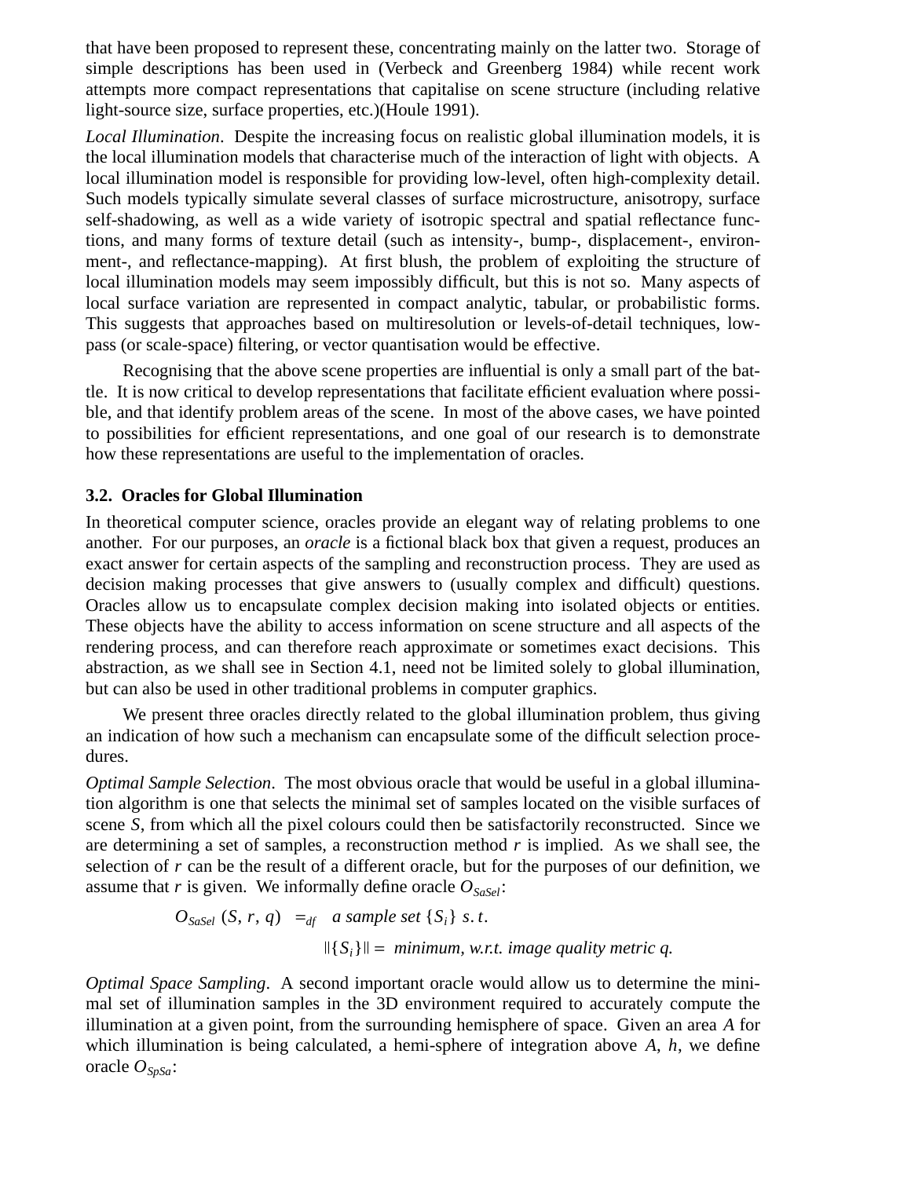that have been proposed to represent these, concentrating mainly on the latter two. Storage of simple descriptions has been used in (Verbeck and Greenberg 1984) while recent work attempts more compact representations that capitalise on scene structure (including relative light-source size, surface properties, etc.)(Houle 1991).

*Local Illumination*. Despite the increasing focus on realistic global illumination models, it is the local illumination models that characterise much of the interaction of light with objects. A local illumination model is responsible for providing low-level, often high-complexity detail. Such models typically simulate several classes of surface microstructure, anisotropy, surface self-shadowing, as well as a wide variety of isotropic spectral and spatial reflectance functions, and many forms of texture detail (such as intensity-, bump-, displacement-, environment-, and reflectance-mapping). At first blush, the problem of exploiting the structure of local illumination models may seem impossibly difficult, but this is not so. Many aspects of local surface variation are represented in compact analytic, tabular, or probabilistic forms. This suggests that approaches based on multiresolution or levels-of-detail techniques, low-pass (or scale-space) filtering, or vector quantisation would be effective.

Recognising that the above scene properties are influential is only a small part of the battle. It is now critical to develop representations that facilitate efficient evaluation where possible, and that identify problem areas of the scene. In most of the above cases, we have pointed to possibilities for efficient representations, and one goal of our research is to demonstrate how these representations are useful to the implementation of oracles.

### 3.2. Oracles for Global Illumination

In theoretical computer science, oracles provide an elegant way of relating problems to one another. For our purposes, an *oracle* is a fictional black box that given a request, produces an exact answer for certain aspects of the sampling and reconstruction process. They are used as decision making processes that give answers to (usually complex and difficult) questions. Oracles allow us to encapsulate complex decision making into isolated objects or entities. These objects have the ability to access information on scene structure and all aspects of the rendering process, and can therefore reach approximate or sometimes exact decisions. This abstraction, as we shall see in Section 4.1, need not be limited solely to global illumination, but can also be used in other traditional problems in computer graphics.

We present three oracles directly related to the global illumination problem, thus giving an indication of how such a mechanism can encapsulate some of the difficult selection procedures.

*Optimal Sample Selection*. The most obvious oracle that would be useful in a global illumination algorithm is one that selects the minimal set of samples located on the visible surfaces of scene $S$, from which all the pixel colours could then be satisfactorily reconstructed. Since we are determining a set of samples, a reconstruction method $r$ is implied. As we shall see, the selection of $r$ can be the result of a different oracle, but for the purposes of our definition, we assume that $r$ is given. We informally define oracle $O_{SaSel}$:

$$O_{SaSel}\ (S, r, q) \ =_{df} \ \textit{a sample set } \{S_i\}\ s.t.$$
$$\|\{S_i\}\| = \textit{minimum, w.r.t. image quality metric } q.$$

*Optimal Space Sampling*. A second important oracle would allow us to determine the minimal set of illumination samples in the 3D environment required to accurately compute the illumination at a given point, from the surrounding hemisphere of space. Given an area $A$ for which illumination is being calculated, a hemi-sphere of integration above $A$, $h$, we define oracle $O_{SpSa}$: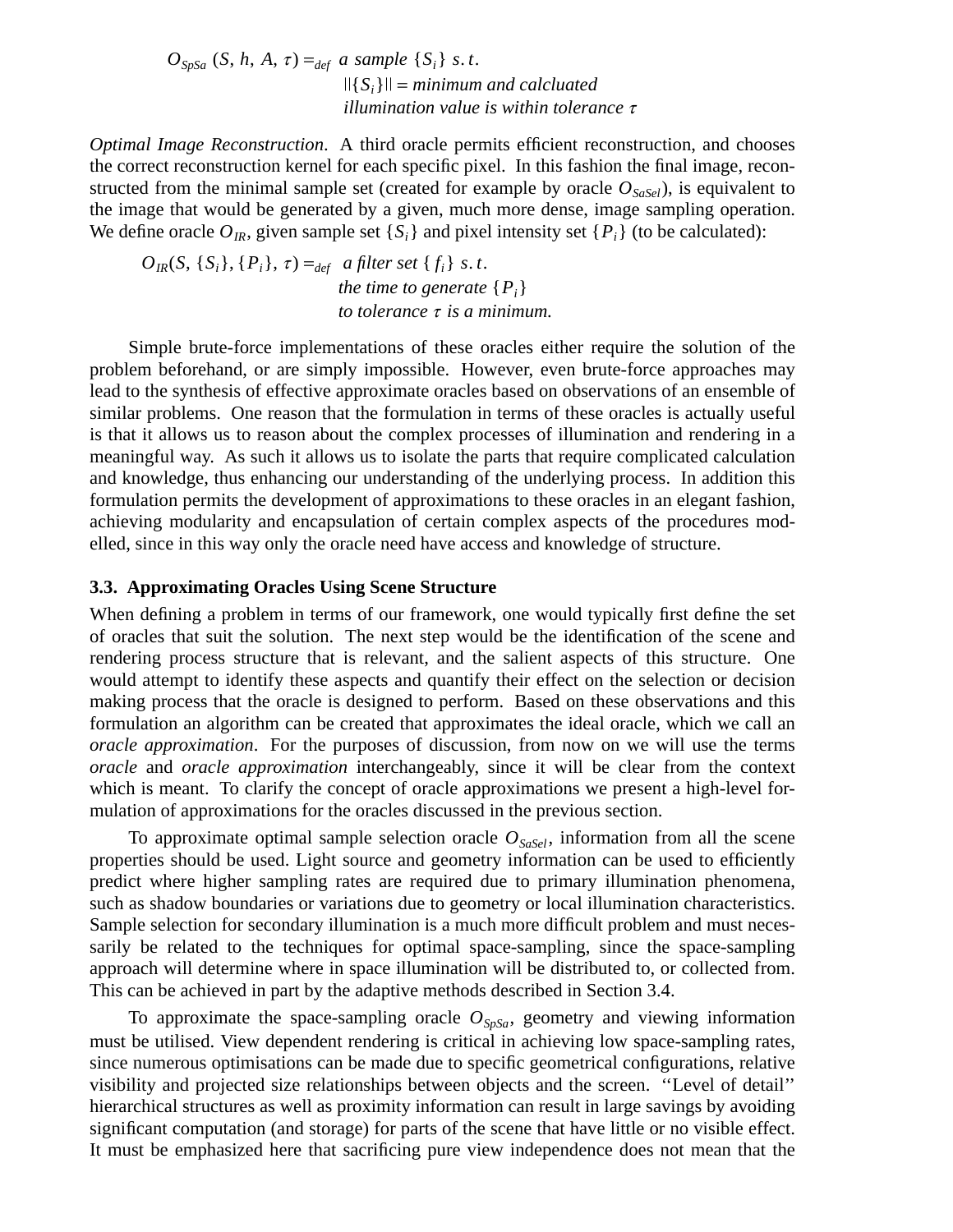$$O_{SpSa}\ (S,\ h,\ A,\ \tau) =_{def}\ \textit{a sample } \{S_i\} \textit{ s.t. } \\ \|\{S_i\}\| = \textit{minimum and calcluated} \\ \textit{illumination value is within tolerance } \tau$$

*Optimal Image Reconstruction*. A third oracle permits efficient reconstruction, and chooses the correct reconstruction kernel for each specific pixel. In this fashion the final image, reconstructed from the minimal sample set (created for example by oracle $O_{SaSel}$), is equivalent to the image that would be generated by a given, much more dense, image sampling operation. We define oracle $O_{IR}$, given sample set $\{S_i\}$ and pixel intensity set $\{P_i\}$ (to be calculated):

$$O_{IR}(S,\ \{S_i\},\ \{P_i\},\ \tau) =_{def}\ \textit{a filter set } \{f_i\} \textit{ s.t. } \\ \textit{the time to generate } \{P_i\} \\ \textit{to tolerance } \tau \textit{ is a minimum.}$$

Simple brute-force implementations of these oracles either require the solution of the problem beforehand, or are simply impossible. However, even brute-force approaches may lead to the synthesis of effective approximate oracles based on observations of an ensemble of similar problems. One reason that the formulation in terms of these oracles is actually useful is that it allows us to reason about the complex processes of illumination and rendering in a meaningful way. As such it allows us to isolate the parts that require complicated calculation and knowledge, thus enhancing our understanding of the underlying process. In addition this formulation permits the development of approximations to these oracles in an elegant fashion, achieving modularity and encapsulation of certain complex aspects of the procedures modelled, since in this way only the oracle need have access and knowledge of structure.

### 3.3. Approximating Oracles Using Scene Structure

When defining a problem in terms of our framework, one would typically first define the set of oracles that suit the solution. The next step would be the identification of the scene and rendering process structure that is relevant, and the salient aspects of this structure. One would attempt to identify these aspects and quantify their effect on the selection or decision making process that the oracle is designed to perform. Based on these observations and this formulation an algorithm can be created that approximates the ideal oracle, which we call an *oracle approximation*. For the purposes of discussion, from now on we will use the terms *oracle* and *oracle approximation* interchangeably, since it will be clear from the context which is meant. To clarify the concept of oracle approximations we present a high-level formulation of approximations for the oracles discussed in the previous section.

To approximate optimal sample selection oracle $O_{SaSel}$, information from all the scene properties should be used. Light source and geometry information can be used to efficiently predict where higher sampling rates are required due to primary illumination phenomena, such as shadow boundaries or variations due to geometry or local illumination characteristics. Sample selection for secondary illumination is a much more difficult problem and must necessarily be related to the techniques for optimal space-sampling, since the space-sampling approach will determine where in space illumination will be distributed to, or collected from. This can be achieved in part by the adaptive methods described in Section 3.4.

To approximate the space-sampling oracle $O_{SpSa}$, geometry and viewing information must be utilised. View dependent rendering is critical in achieving low space-sampling rates, since numerous optimisations can be made due to specific geometrical configurations, relative visibility and projected size relationships between objects and the screen. ''Level of detail'' hierarchical structures as well as proximity information can result in large savings by avoiding significant computation (and storage) for parts of the scene that have little or no visible effect. It must be emphasized here that sacrificing pure view independence does not mean that the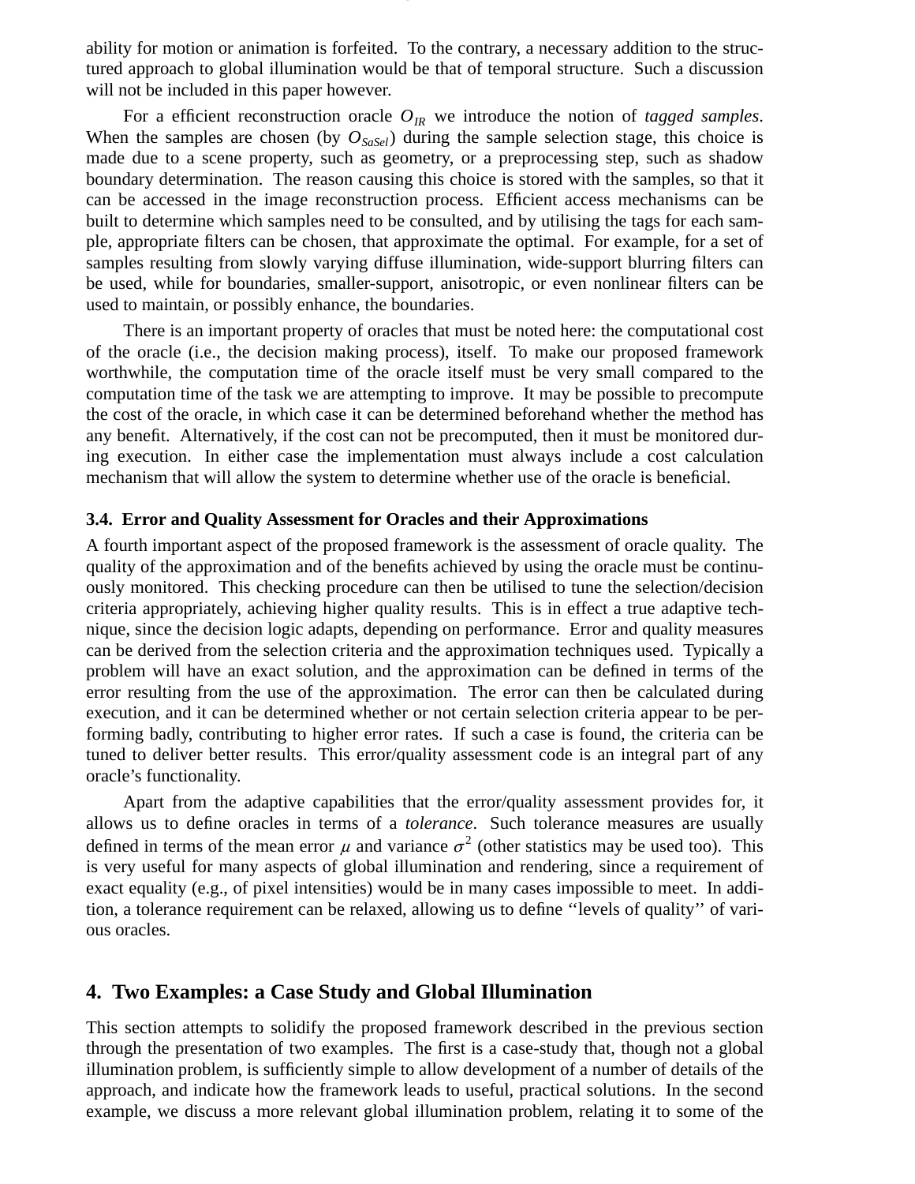ability for motion or animation is forfeited. To the contrary, a necessary addition to the structured approach to global illumination would be that of temporal structure. Such a discussion will not be included in this paper however.

For a efficient reconstruction oracle $O_{IR}$ we introduce the notion of *tagged samples*. When the samples are chosen (by $O_{SaSel}$) during the sample selection stage, this choice is made due to a scene property, such as geometry, or a preprocessing step, such as shadow boundary determination. The reason causing this choice is stored with the samples, so that it can be accessed in the image reconstruction process. Efficient access mechanisms can be built to determine which samples need to be consulted, and by utilising the tags for each sample, appropriate filters can be chosen, that approximate the optimal. For example, for a set of samples resulting from slowly varying diffuse illumination, wide-support blurring filters can be used, while for boundaries, smaller-support, anisotropic, or even nonlinear filters can be used to maintain, or possibly enhance, the boundaries.

There is an important property of oracles that must be noted here: the computational cost of the oracle (i.e., the decision making process), itself. To make our proposed framework worthwhile, the computation time of the oracle itself must be very small compared to the computation time of the task we are attempting to improve. It may be possible to precompute the cost of the oracle, in which case it can be determined beforehand whether the method has any benefit. Alternatively, if the cost can not be precomputed, then it must be monitored during execution. In either case the implementation must always include a cost calculation mechanism that will allow the system to determine whether use of the oracle is beneficial.

### 3.4. Error and Quality Assessment for Oracles and their Approximations

A fourth important aspect of the proposed framework is the assessment of oracle quality. The quality of the approximation and of the benefits achieved by using the oracle must be continuously monitored. This checking procedure can then be utilised to tune the selection/decision criteria appropriately, achieving higher quality results. This is in effect a true adaptive technique, since the decision logic adapts, depending on performance. Error and quality measures can be derived from the selection criteria and the approximation techniques used. Typically a problem will have an exact solution, and the approximation can be defined in terms of the error resulting from the use of the approximation. The error can then be calculated during execution, and it can be determined whether or not certain selection criteria appear to be performing badly, contributing to higher error rates. If such a case is found, the criteria can be tuned to deliver better results. This error/quality assessment code is an integral part of any oracle's functionality.

Apart from the adaptive capabilities that the error/quality assessment provides for, it allows us to define oracles in terms of a *tolerance*. Such tolerance measures are usually defined in terms of the mean error $\mu$ and variance $\sigma^2$ (other statistics may be used too). This is very useful for many aspects of global illumination and rendering, since a requirement of exact equality (e.g., of pixel intensities) would be in many cases impossible to meet. In addition, a tolerance requirement can be relaxed, allowing us to define ''levels of quality'' of various oracles.

## 4. Two Examples: a Case Study and Global Illumination

This section attempts to solidify the proposed framework described in the previous section through the presentation of two examples. The first is a case-study that, though not a global illumination problem, is sufficiently simple to allow development of a number of details of the approach, and indicate how the framework leads to useful, practical solutions. In the second example, we discuss a more relevant global illumination problem, relating it to some of the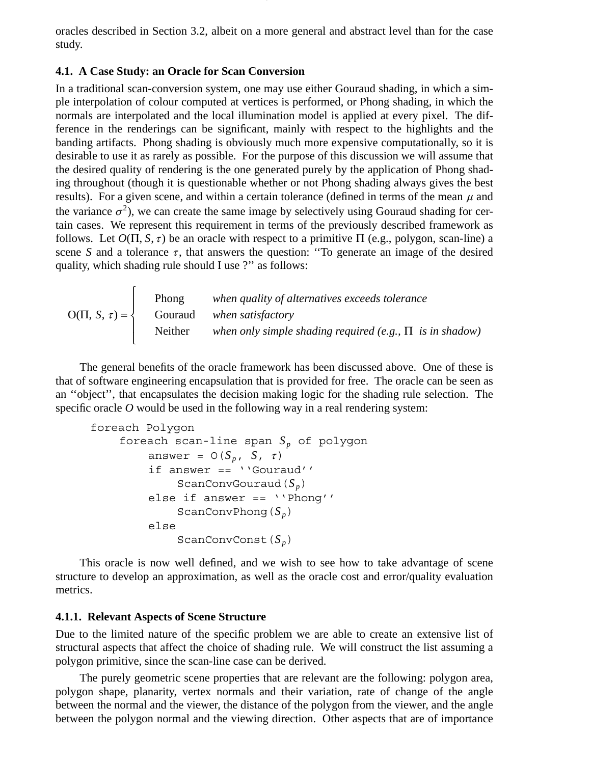oracles described in Section 3.2, albeit on a more general and abstract level than for the case study.

### 4.1. A Case Study: an Oracle for Scan Conversion

In a traditional scan-conversion system, one may use either Gouraud shading, in which a simple interpolation of colour computed at vertices is performed, or Phong shading, in which the normals are interpolated and the local illumination model is applied at every pixel. The difference in the renderings can be significant, mainly with respect to the highlights and the banding artifacts. Phong shading is obviously much more expensive computationally, so it is desirable to use it as rarely as possible. For the purpose of this discussion we will assume that the desired quality of rendering is the one generated purely by the application of Phong shading throughout (though it is questionable whether or not Phong shading always gives the best results). For a given scene, and within a certain tolerance (defined in terms of the mean $\mu$ and the variance $\sigma^2$), we can create the same image by selectively using Gouraud shading for certain cases. We represent this requirement in terms of the previously described framework as follows. Let $O(\Pi, S, \tau)$ be an oracle with respect to a primitive $\Pi$ (e.g., polygon, scan-line) a scene $S$ and a tolerance $\tau$, that answers the question: "To generate an image of the desired quality, which shading rule should I use ?" as follows:

$$
\mathrm{O}(\Pi, S, \tau) = \begin{cases} \text{Phong} & \textit{when quality of alternatives exceeds tolerance} \\ \text{Gouraud} & \textit{when satisfactory} \\ \text{Neither} & \textit{when only simple shading required (e.g., } \Pi \textit{ is in shadow)} \end{cases}
$$

The general benefits of the oracle framework has been discussed above. One of these is that of software engineering encapsulation that is provided for free. The oracle can be seen as an "object", that encapsulates the decision making logic for the shading rule selection. The specific oracle $O$ would be used in the following way in a real rendering system:

```
foreach Polygon
    foreach scan-line span S_p of polygon
        answer = O(S_p, S, τ)
        if answer == ''Gouraud''
            ScanConvGouraud(S_p)
        else if answer == ''Phong''
            ScanConvPhong(S_p)
        else
            ScanConvConst(S_p)
```

This oracle is now well defined, and we wish to see how to take advantage of scene structure to develop an approximation, as well as the oracle cost and error/quality evaluation metrics.

#### 4.1.1. Relevant Aspects of Scene Structure

Due to the limited nature of the specific problem we are able to create an extensive list of structural aspects that affect the choice of shading rule. We will construct the list assuming a polygon primitive, since the scan-line case can be derived.

The purely geometric scene properties that are relevant are the following: polygon area, polygon shape, planarity, vertex normals and their variation, rate of change of the angle between the normal and the viewer, the distance of the polygon from the viewer, and the angle between the polygon normal and the viewing direction. Other aspects that are of importance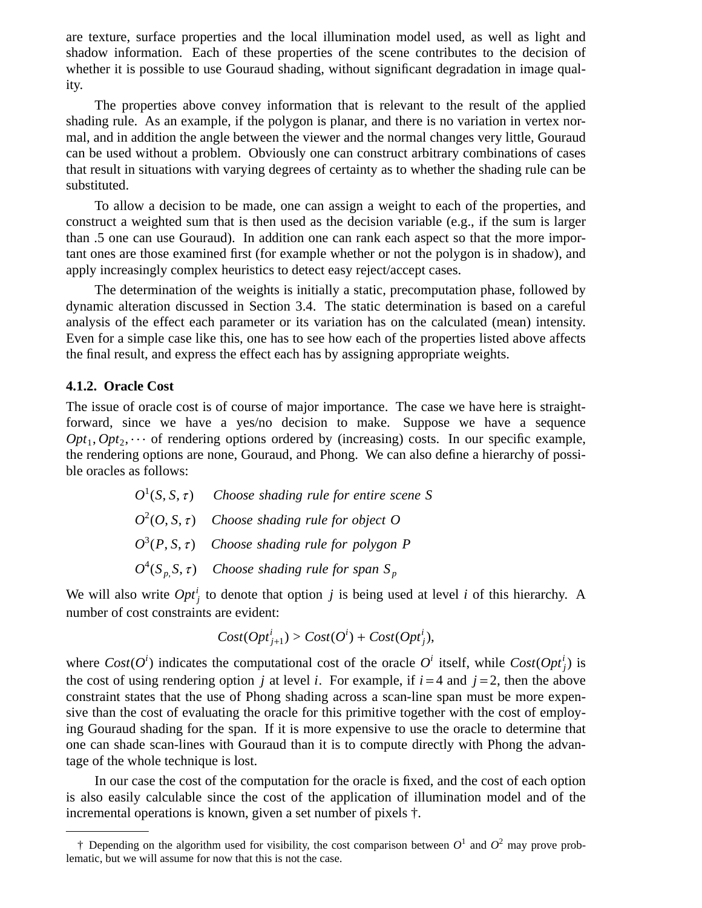are texture, surface properties and the local illumination model used, as well as light and shadow information. Each of these properties of the scene contributes to the decision of whether it is possible to use Gouraud shading, without significant degradation in image quality.

The properties above convey information that is relevant to the result of the applied shading rule. As an example, if the polygon is planar, and there is no variation in vertex normal, and in addition the angle between the viewer and the normal changes very little, Gouraud can be used without a problem. Obviously one can construct arbitrary combinations of cases that result in situations with varying degrees of certainty as to whether the shading rule can be substituted.

To allow a decision to be made, one can assign a weight to each of the properties, and construct a weighted sum that is then used as the decision variable (e.g., if the sum is larger than .5 one can use Gouraud). In addition one can rank each aspect so that the more important ones are those examined first (for example whether or not the polygon is in shadow), and apply increasingly complex heuristics to detect easy reject/accept cases.

The determination of the weights is initially a static, precomputation phase, followed by dynamic alteration discussed in Section 3.4. The static determination is based on a careful analysis of the effect each parameter or its variation has on the calculated (mean) intensity. Even for a simple case like this, one has to see how each of the properties listed above affects the final result, and express the effect each has by assigning appropriate weights.

### 4.1.2. Oracle Cost

The issue of oracle cost is of course of major importance. The case we have here is straightforward, since we have a yes/no decision to make. Suppose we have a sequence $Opt_1, Opt_2, \cdots$ of rendering options ordered by (increasing) costs. In our specific example, the rendering options are none, Gouraud, and Phong. We can also define a hierarchy of possible oracles as follows:

$O^1(S, S, \tau)$ *Choose shading rule for entire scene S*

$O^2(O, S, \tau)$ *Choose shading rule for object O*

$O^3(P, S, \tau)$ *Choose shading rule for polygon P*

$O^4(S_p, S, \tau)$ *Choose shading rule for span $S_p$*

We will also write $Opt^i_j$ to denote that option $j$ is being used at level $i$ of this hierarchy. A number of cost constraints are evident:

$$Cost(Opt^i_{j+1}) > Cost(O^i) + Cost(Opt^i_j),$$

where $Cost(O^i)$ indicates the computational cost of the oracle $O^i$ itself, while $Cost(Opt^i_j)$ is the cost of using rendering option $j$ at level $i$. For example, if $i = 4$ and $j = 2$, then the above constraint states that the use of Phong shading across a scan-line span must be more expensive than the cost of evaluating the oracle for this primitive together with the cost of employing Gouraud shading for the span. If it is more expensive to use the oracle to determine that one can shade scan-lines with Gouraud than it is to compute directly with Phong the advantage of the whole technique is lost.

In our case the cost of the computation for the oracle is fixed, and the cost of each option is also easily calculable since the cost of the application of illumination model and of the incremental operations is known, given a set number of pixels †.

† Depending on the algorithm used for visibility, the cost comparison between $O^1$ and $O^2$ may prove problematic, but we will assume for now that this is not the case.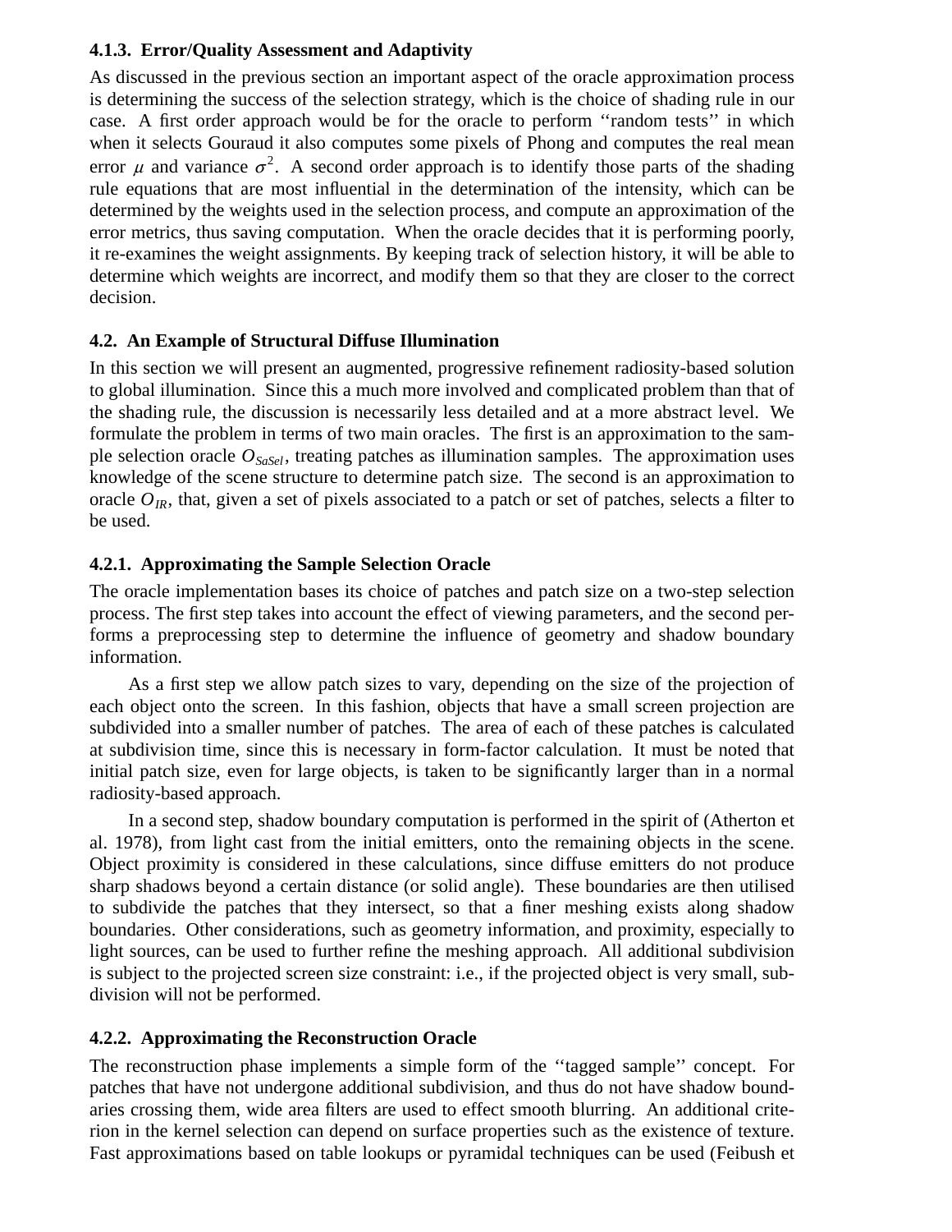#### 4.1.3. Error/Quality Assessment and Adaptivity

As discussed in the previous section an important aspect of the oracle approximation process is determining the success of the selection strategy, which is the choice of shading rule in our case. A first order approach would be for the oracle to perform ''random tests'' in which when it selects Gouraud it also computes some pixels of Phong and computes the real mean error $\mu$ and variance $\sigma^2$. A second order approach is to identify those parts of the shading rule equations that are most influential in the determination of the intensity, which can be determined by the weights used in the selection process, and compute an approximation of the error metrics, thus saving computation. When the oracle decides that it is performing poorly, it re-examines the weight assignments. By keeping track of selection history, it will be able to determine which weights are incorrect, and modify them so that they are closer to the correct decision.

### 4.2. An Example of Structural Diffuse Illumination

In this section we will present an augmented, progressive refinement radiosity-based solution to global illumination. Since this a much more involved and complicated problem than that of the shading rule, the discussion is necessarily less detailed and at a more abstract level. We formulate the problem in terms of two main oracles. The first is an approximation to the sample selection oracle $O_{SaSel}$, treating patches as illumination samples. The approximation uses knowledge of the scene structure to determine patch size. The second is an approximation to oracle $O_{IR}$, that, given a set of pixels associated to a patch or set of patches, selects a filter to be used.

#### 4.2.1. Approximating the Sample Selection Oracle

The oracle implementation bases its choice of patches and patch size on a two-step selection process. The first step takes into account the effect of viewing parameters, and the second performs a preprocessing step to determine the influence of geometry and shadow boundary information.

As a first step we allow patch sizes to vary, depending on the size of the projection of each object onto the screen. In this fashion, objects that have a small screen projection are subdivided into a smaller number of patches. The area of each of these patches is calculated at subdivision time, since this is necessary in form-factor calculation. It must be noted that initial patch size, even for large objects, is taken to be significantly larger than in a normal radiosity-based approach.

In a second step, shadow boundary computation is performed in the spirit of (Atherton et al. 1978), from light cast from the initial emitters, onto the remaining objects in the scene. Object proximity is considered in these calculations, since diffuse emitters do not produce sharp shadows beyond a certain distance (or solid angle). These boundaries are then utilised to subdivide the patches that they intersect, so that a finer meshing exists along shadow boundaries. Other considerations, such as geometry information, and proximity, especially to light sources, can be used to further refine the meshing approach. All additional subdivision is subject to the projected screen size constraint: i.e., if the projected object is very small, subdivision will not be performed.

#### 4.2.2. Approximating the Reconstruction Oracle

The reconstruction phase implements a simple form of the ''tagged sample'' concept. For patches that have not undergone additional subdivision, and thus do not have shadow boundaries crossing them, wide area filters are used to effect smooth blurring. An additional criterion in the kernel selection can depend on surface properties such as the existence of texture. Fast approximations based on table lookups or pyramidal techniques can be used (Feibush et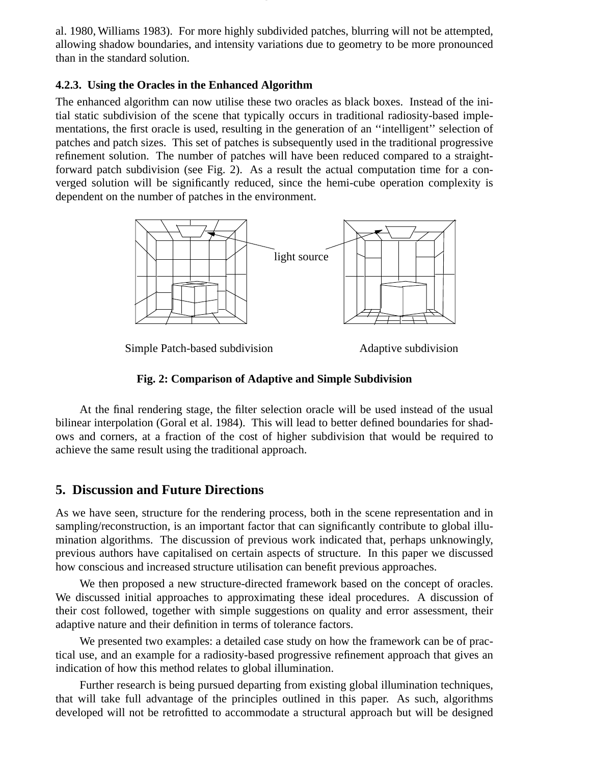al. 1980, Williams 1983). For more highly subdivided patches, blurring will not be attempted, allowing shadow boundaries, and intensity variations due to geometry to be more pronounced than in the standard solution.

#### 4.2.3. Using the Oracles in the Enhanced Algorithm

The enhanced algorithm can now utilise these two oracles as black boxes. Instead of the initial static subdivision of the scene that typically occurs in traditional radiosity-based implementations, the first oracle is used, resulting in the generation of an ''intelligent'' selection of patches and patch sizes. This set of patches is subsequently used in the traditional progressive refinement solution. The number of patches will have been reduced compared to a straightforward patch subdivision (see Fig. 2). As a result the actual computation time for a converged solution will be significantly reduced, since the hemi-cube operation complexity is dependent on the number of patches in the environment.

light source

Simple Patch-based subdivision

Adaptive subdivision

**Fig. 2: Comparison of Adaptive and Simple Subdivision**

At the final rendering stage, the filter selection oracle will be used instead of the usual bilinear interpolation (Goral et al. 1984). This will lead to better defined boundaries for shadows and corners, at a fraction of the cost of higher subdivision that would be required to achieve the same result using the traditional approach.

## 5. Discussion and Future Directions

As we have seen, structure for the rendering process, both in the scene representation and in sampling/reconstruction, is an important factor that can significantly contribute to global illumination algorithms. The discussion of previous work indicated that, perhaps unknowingly, previous authors have capitalised on certain aspects of structure. In this paper we discussed how conscious and increased structure utilisation can benefit previous approaches.

We then proposed a new structure-directed framework based on the concept of oracles. We discussed initial approaches to approximating these ideal procedures. A discussion of their cost followed, together with simple suggestions on quality and error assessment, their adaptive nature and their definition in terms of tolerance factors.

We presented two examples: a detailed case study on how the framework can be of practical use, and an example for a radiosity-based progressive refinement approach that gives an indication of how this method relates to global illumination.

Further research is being pursued departing from existing global illumination techniques, that will take full advantage of the principles outlined in this paper. As such, algorithms developed will not be retrofitted to accommodate a structural approach but will be designed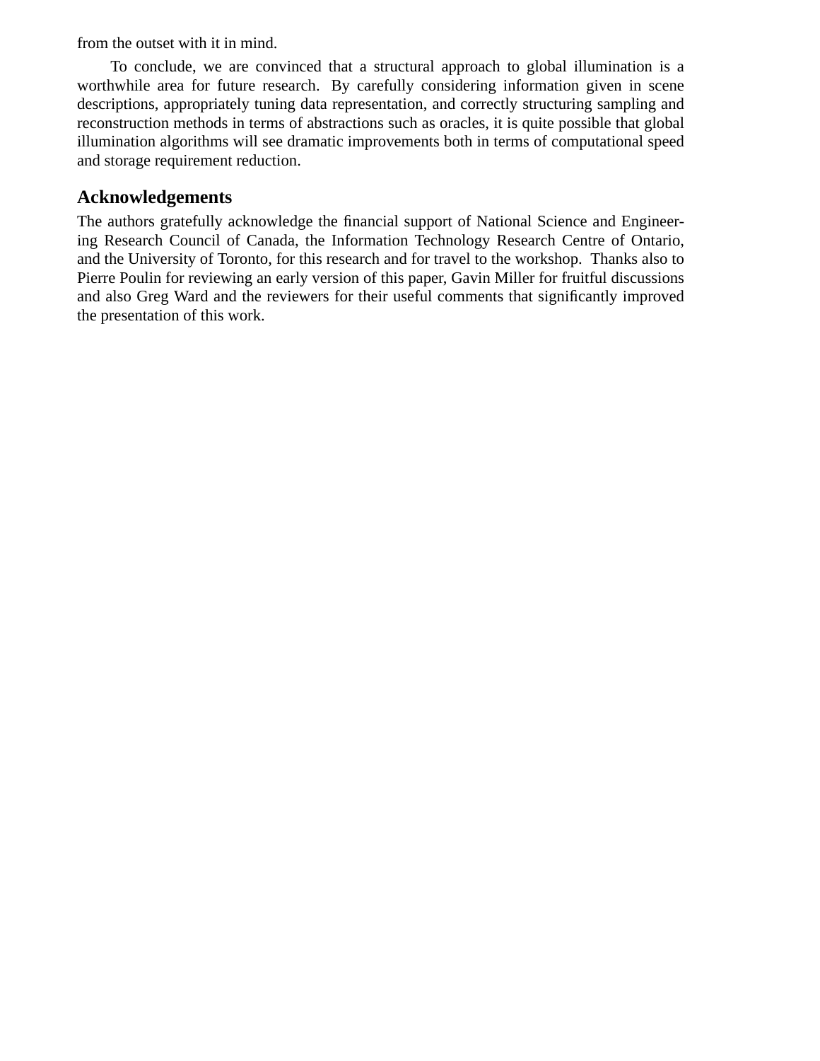from the outset with it in mind.

To conclude, we are convinced that a structural approach to global illumination is a worthwhile area for future research. By carefully considering information given in scene descriptions, appropriately tuning data representation, and correctly structuring sampling and reconstruction methods in terms of abstractions such as oracles, it is quite possible that global illumination algorithms will see dramatic improvements both in terms of computational speed and storage requirement reduction.

## Acknowledgements

The authors gratefully acknowledge the financial support of National Science and Engineering Research Council of Canada, the Information Technology Research Centre of Ontario, and the University of Toronto, for this research and for travel to the workshop. Thanks also to Pierre Poulin for reviewing an early version of this paper, Gavin Miller for fruitful discussions and also Greg Ward and the reviewers for their useful comments that significantly improved the presentation of this work.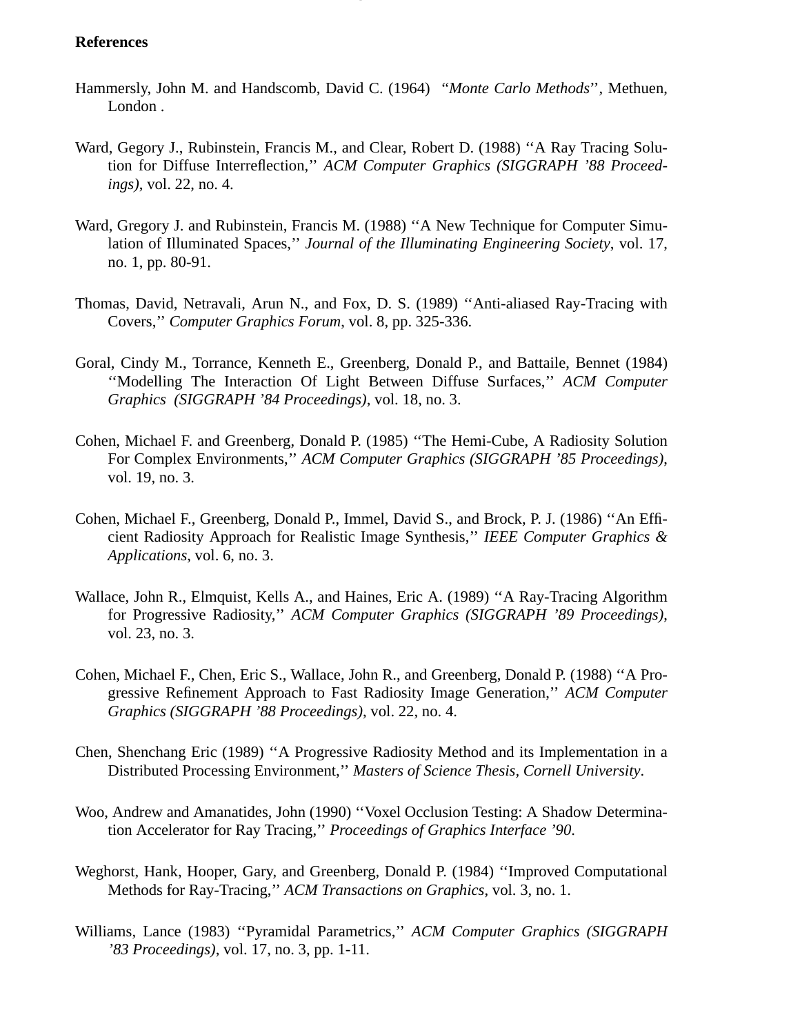**References**

Hammersly, John M. and Handscomb, David C. (1964) ''*Monte Carlo Methods*'', Methuen, London .

Ward, Gregory J., Rubinstein, Francis M., and Clear, Robert D. (1988) ''A Ray Tracing Solution for Diffuse Interreflection,'' *ACM Computer Graphics (SIGGRAPH '88 Proceedings)*, vol. 22, no. 4.

Ward, Gregory J. and Rubinstein, Francis M. (1988) ''A New Technique for Computer Simulation of Illuminated Spaces,'' *Journal of the Illuminating Engineering Society*, vol. 17, no. 1, pp. 80-91.

Thomas, David, Netravali, Arun N., and Fox, D. S. (1989) ''Anti-aliased Ray-Tracing with Covers,'' *Computer Graphics Forum*, vol. 8, pp. 325-336.

Goral, Cindy M., Torrance, Kenneth E., Greenberg, Donald P., and Battaile, Bennet (1984) ''Modelling The Interaction Of Light Between Diffuse Surfaces,'' *ACM Computer Graphics (SIGGRAPH '84 Proceedings)*, vol. 18, no. 3.

Cohen, Michael F. and Greenberg, Donald P. (1985) ''The Hemi-Cube, A Radiosity Solution For Complex Environments,'' *ACM Computer Graphics (SIGGRAPH '85 Proceedings)*, vol. 19, no. 3.

Cohen, Michael F., Greenberg, Donald P., Immel, David S., and Brock, P. J. (1986) ''An Efficient Radiosity Approach for Realistic Image Synthesis,'' *IEEE Computer Graphics & Applications*, vol. 6, no. 3.

Wallace, John R., Elmquist, Kells A., and Haines, Eric A. (1989) ''A Ray-Tracing Algorithm for Progressive Radiosity,'' *ACM Computer Graphics (SIGGRAPH '89 Proceedings)*, vol. 23, no. 3.

Cohen, Michael F., Chen, Eric S., Wallace, John R., and Greenberg, Donald P. (1988) ''A Progressive Refinement Approach to Fast Radiosity Image Generation,'' *ACM Computer Graphics (SIGGRAPH '88 Proceedings)*, vol. 22, no. 4.

Chen, Shenchang Eric (1989) ''A Progressive Radiosity Method and its Implementation in a Distributed Processing Environment,'' *Masters of Science Thesis, Cornell University*.

Woo, Andrew and Amanatides, John (1990) ''Voxel Occlusion Testing: A Shadow Determination Accelerator for Ray Tracing,'' *Proceedings of Graphics Interface '90*.

Weghorst, Hank, Hooper, Gary, and Greenberg, Donald P. (1984) ''Improved Computational Methods for Ray-Tracing,'' *ACM Transactions on Graphics*, vol. 3, no. 1.

Williams, Lance (1983) ''Pyramidal Parametrics,'' *ACM Computer Graphics (SIGGRAPH '83 Proceedings)*, vol. 17, no. 3, pp. 1-11.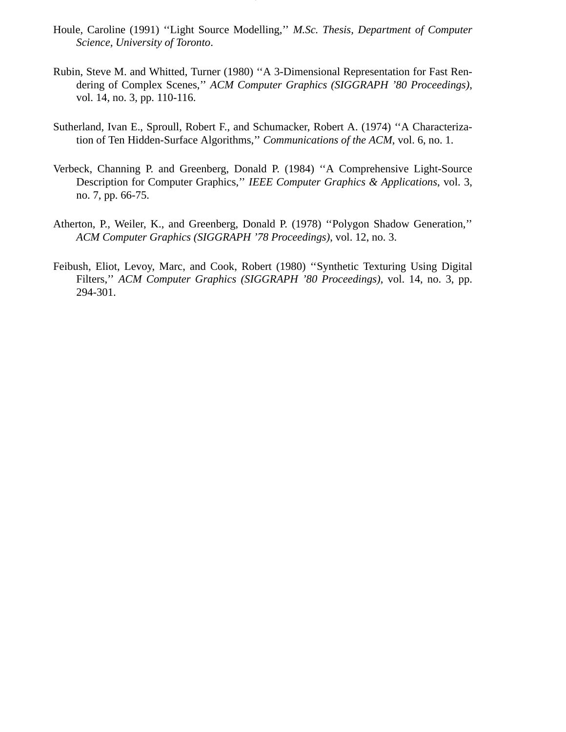Houle, Caroline (1991) ''Light Source Modelling,'' *M.Sc. Thesis*, *Department of Computer Science, University of Toronto*.

Rubin, Steve M. and Whitted, Turner (1980) ''A 3-Dimensional Representation for Fast Rendering of Complex Scenes,'' *ACM Computer Graphics (SIGGRAPH '80 Proceedings)*, vol. 14, no. 3, pp. 110-116.

Sutherland, Ivan E., Sproull, Robert F., and Schumacker, Robert A. (1974) ''A Characterization of Ten Hidden-Surface Algorithms,'' *Communications of the ACM*, vol. 6, no. 1.

Verbeck, Channing P. and Greenberg, Donald P. (1984) ''A Comprehensive Light-Source Description for Computer Graphics,'' *IEEE Computer Graphics & Applications*, vol. 3, no. 7, pp. 66-75.

Atherton, P., Weiler, K., and Greenberg, Donald P. (1978) ''Polygon Shadow Generation,'' *ACM Computer Graphics (SIGGRAPH '78 Proceedings)*, vol. 12, no. 3.

Feibush, Eliot, Levoy, Marc, and Cook, Robert (1980) ''Synthetic Texturing Using Digital Filters,'' *ACM Computer Graphics (SIGGRAPH '80 Proceedings)*, vol. 14, no. 3, pp. 294-301.